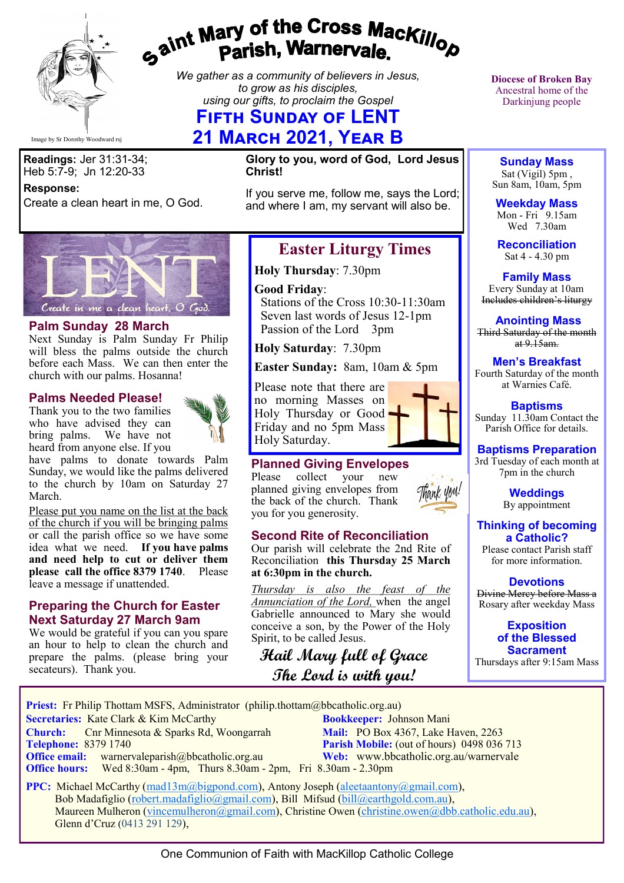# Saint Mary of the Cross MacKillop Parish, Warnervale.

*We gather as a community of believers in Jesus, to grow as his disciples, using our gifts, to proclaim the Gospel*

Image by Sr Dorothy Woodward rsj

## Fifth Sunday of Lent
## 21 March 2021, Year B

**Diocese of Broken Bay**
Ancestral home of the Darkinjung people

**Readings:** Jer 31:31-34; Heb 5:7-9; Jn 12:20-33

**Response:**
Create a clean heart in me, O God.

**Glory to you, word of God, Lord Jesus Christ!**

If you serve me, follow me, says the Lord; and where I am, my servant will also be.

LENT — Create in me a clean heart, O God.

### Palm Sunday 28 March

Next Sunday is Palm Sunday Fr Philip will bless the palms outside the church before each Mass. We can then enter the church with our palms. Hosanna!

### Palms Needed Please!

Thank you to the two families who have advised they can bring palms. We have not heard from anyone else. If you have palms to donate towards Palm Sunday, we would like the palms delivered to the church by 10am on Saturday 27 March.

Please put you name on the list at the back of the church if you will be bringing palms or call the parish office so we have some idea what we need. **If you have palms and need help to cut or deliver them please call the office 8379 1740**. Please leave a message if unattended.

### Preparing the Church for Easter Next Saturday 27 March 9am

We would be grateful if you can you spare an hour to help to clean the church and prepare the palms. (please bring your secateurs). Thank you.

### Easter Liturgy Times

**Holy Thursday**: 7.30pm

**Good Friday**:
Stations of the Cross 10:30-11:30am
Seven last words of Jesus 12-1pm
Passion of the Lord 3pm

**Holy Saturday**: 7.30pm

**Easter Sunday:** 8am, 10am & 5pm

Please note that there are no morning Masses on Holy Thursday or Good Friday and no 5pm Mass Holy Saturday.

### Planned Giving Envelopes

Please collect your new planned giving envelopes from the back of the church. Thank you for you generosity.

### Second Rite of Reconciliation

Our parish will celebrate the 2nd Rite of Reconciliation **this Thursday 25 March at 6:30pm in the church.**

*Thursday is also the feast of the Annunciation of the Lord,* when the angel Gabrielle announced to Mary she would conceive a son, by the Power of the Holy Spirit, to be called Jesus.

*Hail Mary full of Grace*
*The Lord is with you!*

**Sunday Mass**
Sat (Vigil) 5pm ,
Sun 8am, 10am, 5pm

**Weekday Mass**
Mon - Fri 9.15am
Wed 7.30am

**Reconciliation**
Sat 4 - 4.30 pm

**Family Mass**
Every Sunday at 10am
~~Includes children's liturgy~~

**Anointing Mass**
~~Third Saturday of the month at 9.15am.~~

**Men's Breakfast**
Fourth Saturday of the month at Warnies Café.

**Baptisms**
Sunday 11.30am Contact the Parish Office for details.

**Baptisms Preparation**
3rd Tuesday of each month at 7pm in the church

**Weddings**
By appointment

**Thinking of becoming a Catholic?**
Please contact Parish staff for more information.

**Devotions**
~~Divine Mercy before Mass a~~ Rosary after weekday Mass

**Exposition of the Blessed Sacrament**
Thursdays after 9:15am Mass

**Priest:** Fr Philip Thottam MSFS, Administrator (philip.thottam@bbcatholic.org.au)
**Secretaries:** Kate Clark & Kim McCarthy
**Bookkeeper:** Johnson Mani
**Church:** Cnr Minnesota & Sparks Rd, Woongarrah
**Mail:** PO Box 4367, Lake Haven, 2263
**Telephone:** 8379 1740
**Parish Mobile:** (out of hours) 0498 036 713
**Office email:** warnervaleparish@bbcatholic.org.au
**Web:** www.bbcatholic.org.au/warnervale
**Office hours:** Wed 8:30am - 4pm, Thurs 8.30am - 2pm, Fri 8.30am - 2.30pm

**PPC:** Michael McCarthy (mad13m@bigpond.com), Antony Joseph (aleetaantony@gmail.com), Bob Madafiglio (robert.madafiglio@gmail.com), Bill Mifsud (bill@earthgold.com.au), Maureen Mulheron (vincemulheron@gmail.com), Christine Owen (christine.owen@dbb.catholic.edu.au), Glenn d'Cruz (0413 291 129),

One Communion of Faith with MacKillop Catholic College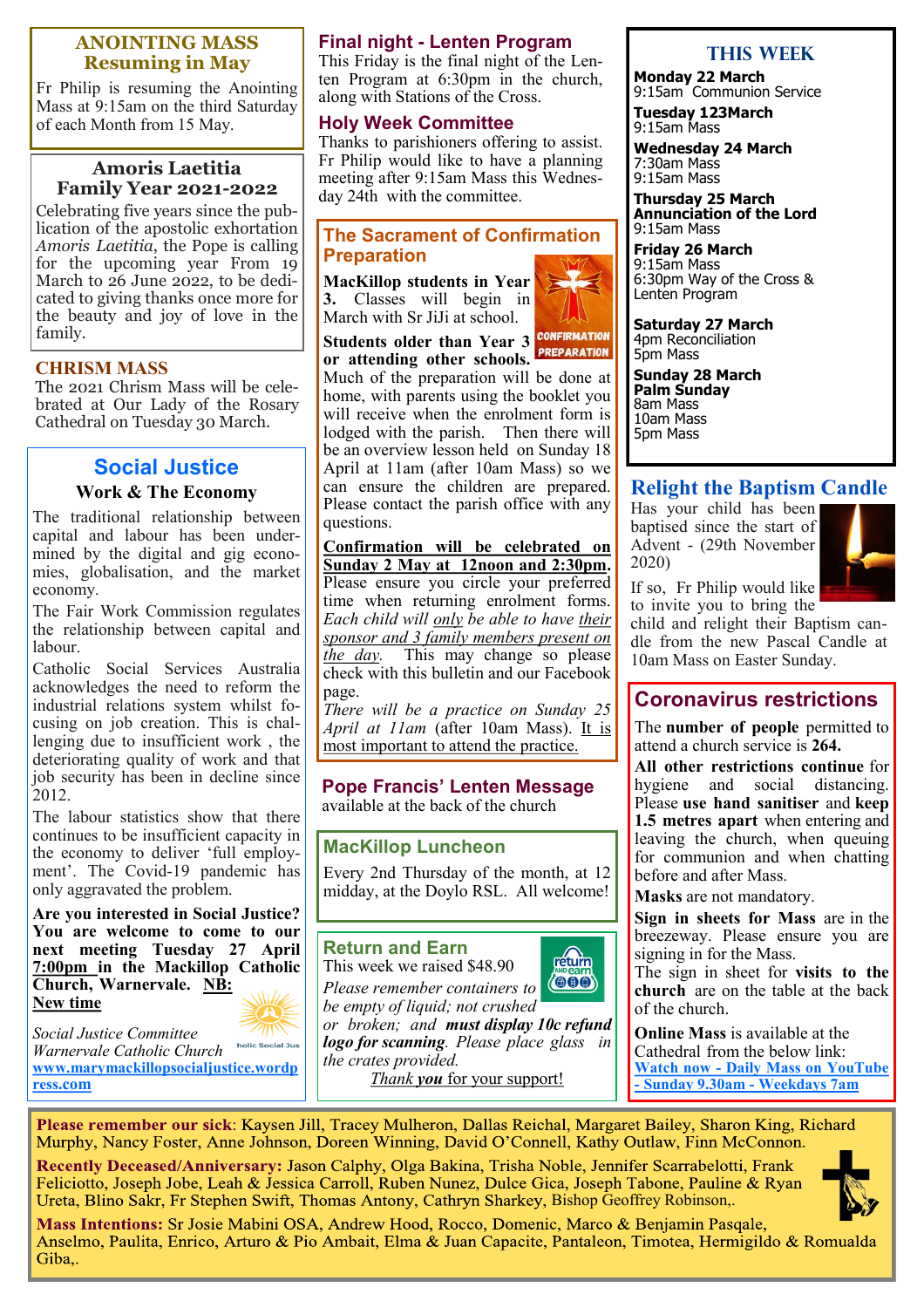## ANOINTING MASS Resuming in May

Fr Philip is resuming the Anointing Mass at 9:15am on the third Saturday of each Month from 15 May.

## Amoris Laetitia Family Year 2021-2022

Celebrating five years since the publication of the apostolic exhortation *Amoris Laetitia*, the Pope is calling for the upcoming year From 19 March to 26 June 2022, to be dedicated to giving thanks once more for the beauty and joy of love in the family.

## CHRISM MASS

The 2021 Chrism Mass will be celebrated at Our Lady of the Rosary Cathedral on Tuesday 30 March.

## Social Justice

### Work & The Economy

The traditional relationship between capital and labour has been undermined by the digital and gig economies, globalisation, and the market economy.

The Fair Work Commission regulates the relationship between capital and labour.

Catholic Social Services Australia acknowledges the need to reform the industrial relations system whilst focusing on job creation. This is challenging due to insufficient work , the deteriorating quality of work and that job security has been in decline since 2012.

The labour statistics show that there continues to be insufficient capacity in the economy to deliver 'full employment'. The Covid-19 pandemic has only aggravated the problem.

**Are you interested in Social Justice? You are welcome to come to our next meeting Tuesday 27 April <u>7:00pm</u> in the Mackillop Catholic Church, Warnervale. <u>NB:</u> <u>New time</u>**

*Social Justice Committee*
*Warnervale Catholic Church*
[www.marymackillopsocialjustice.wordpress.com](www.marymackillopsocialjustice.wordpress.com)

## Final night - Lenten Program

This Friday is the final night of the Lenten Program at 6:30pm in the church, along with Stations of the Cross.

## Holy Week Committee

Thanks to parishioners offering to assist. Fr Philip would like to have a planning meeting after 9:15am Mass this Wednesday 24th with the committee.

## The Sacrament of Confirmation Preparation

**MacKillop students in Year 3.** Classes will begin in March with Sr JiJi at school.

**Students older than Year 3 or attending other schools.** Much of the preparation will be done at home, with parents using the booklet you will receive when the enrolment form is lodged with the parish. Then there will be an overview lesson held on Sunday 18 April at 11am (after 10am Mass) so we can ensure the children are prepared. Please contact the parish office with any questions.

**<u>Confirmation will be celebrated on Sunday 2 May at 12noon and 2:30pm.</u>** Please ensure you circle your preferred time when returning enrolment forms. *Each child will <u>only</u> be able to have <u>their sponsor and 3 family members present on the day</u>.* This may change so please check with this bulletin and our Facebook page.

*There will be a practice on Sunday 25 April at 11am* (after 10am Mass). <u>It is most important to attend the practice.</u>

## Pope Francis' Lenten Message

available at the back of the church

## MacKillop Luncheon

Every 2nd Thursday of the month, at 12 midday, at the Doylo RSL. All welcome!

## Return and Earn

This week we raised $48.90

*Please remember containers to be empty of liquid; not crushed or broken; and* ***must display 10c refund logo for scanning****. Please place glass in the crates provided.*

<u>*Thank **you*** for your support!</u>

## THIS WEEK

**Monday 22 March**
9:15am Communion Service

**Tuesday 123March**
9:15am Mass

**Wednesday 24 March**
7:30am Mass
9:15am Mass

**Thursday 25 March**
**Annunciation of the Lord**
9:15am Mass

**Friday 26 March**
9:15am Mass
6:30pm Way of the Cross & Lenten Program

**Saturday 27 March**
4pm Reconciliation
5pm Mass

**Sunday 28 March**
**Palm Sunday**
8am Mass
10am Mass
5pm Mass

## Relight the Baptism Candle

Has your child has been baptised since the start of Advent - (29th November 2020)

If so, Fr Philip would like to invite you to bring the child and relight their Baptism candle from the new Pascal Candle at 10am Mass on Easter Sunday.

## Coronavirus restrictions

The **number of people** permitted to attend a church service is **264.**

**All other restrictions continue** for hygiene and social distancing. Please **use hand sanitiser** and **keep 1.5 metres apart** when entering and leaving the church, when queuing for communion and when chatting before and after Mass.

**Masks** are not mandatory.

**Sign in sheets for Mass** are in the breezeway. Please ensure you are signing in for the Mass.

The sign in sheet for **visits to the church** are on the table at the back of the church.

**Online Mass** is available at the Cathedral from the below link:
**Watch now - Daily Mass on YouTube - Sunday 9.30am - Weekdays 7am**

---

**Please remember our sick**: Kaysen Jill, Tracey Mulheron, Dallas Reichal, Margaret Bailey, Sharon King, Richard Murphy, Nancy Foster, Anne Johnson, Doreen Winning, David O'Connell, Kathy Outlaw, Finn McConnon.

**Recently Deceased/Anniversary:** Jason Calphy, Olga Bakina, Trisha Noble, Jennifer Scarrabelotti, Frank Feliciotto, Joseph Jobe, Leah & Jessica Carroll, Ruben Nunez, Dulce Gica, Joseph Tabone, Pauline & Ryan Ureta, Blino Sakr, Fr Stephen Swift, Thomas Antony, Cathryn Sharkey, Bishop Geoffrey Robinson,.

**Mass Intentions:** Sr Josie Mabini OSA, Andrew Hood, Rocco, Domenic, Marco & Benjamin Pasqale, Anselmo, Paulita, Enrico, Arturo & Pio Ambait, Elma & Juan Capacite, Pantaleon, Timotea, Hermigildo & Romualda Giba,.